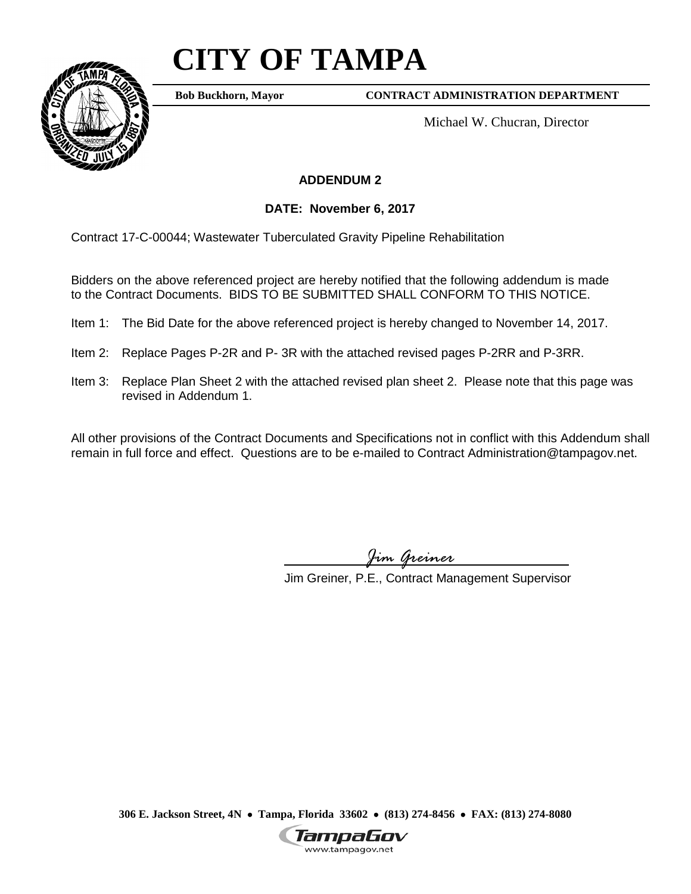# CITY OF TAMPA

**Bob Buckhorn, Mayor** **CONTRACT ADMINISTRATION DEPARTMENT**

Michael W. Chucran, Director

## ADDENDUM 2

**DATE: November 6, 2017**

Contract 17-C-00044; Wastewater Tuberculated Gravity Pipeline Rehabilitation

Bidders on the above referenced project are hereby notified that the following addendum is made to the Contract Documents. BIDS TO BE SUBMITTED SHALL CONFORM TO THIS NOTICE.

Item 1: The Bid Date for the above referenced project is hereby changed to November 14, 2017.

Item 2: Replace Pages P-2R and P- 3R with the attached revised pages P-2RR and P-3RR.

Item 3: Replace Plan Sheet 2 with the attached revised plan sheet 2. Please note that this page was revised in Addendum 1.

All other provisions of the Contract Documents and Specifications not in conflict with this Addendum shall remain in full force and effect. Questions are to be e-mailed to Contract Administration@tampagov.net.

*Jim Greiner*

Jim Greiner, P.E., Contract Management Supervisor

**306 E. Jackson Street, 4N • Tampa, Florida 33602 • (813) 274-8456 • FAX: (813) 274-8080**

TampaGov
www.tampagov.net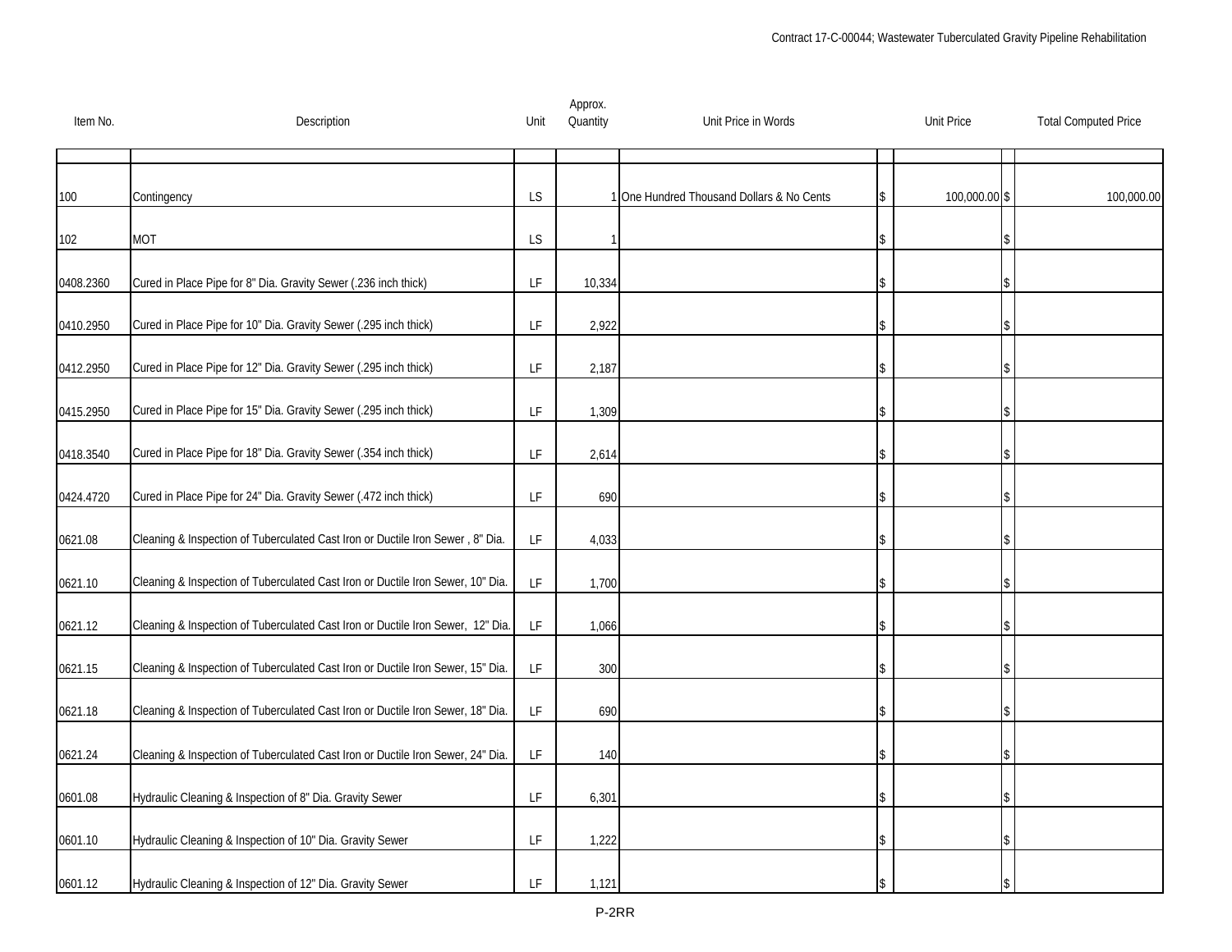| Item No. | Description | Unit | Approx. Quantity | Unit Price in Words | Unit Price | Total Computed Price |
|---|---|---|---|---|---|---|
| 100 | Contingency | LS | 1 | One Hundred Thousand Dollars & No Cents | $ 100,000.00 | $ 100,000.00 |
| 102 | MOT | LS | 1 | | $ | $ |
| 0408.2360 | Cured in Place Pipe for 8" Dia. Gravity Sewer (.236 inch thick) | LF | 10,334 | | $ | $ |
| 0410.2950 | Cured in Place Pipe for 10" Dia. Gravity Sewer (.295 inch thick) | LF | 2,922 | | $ | $ |
| 0412.2950 | Cured in Place Pipe for 12" Dia. Gravity Sewer (.295 inch thick) | LF | 2,187 | | $ | $ |
| 0415.2950 | Cured in Place Pipe for 15" Dia. Gravity Sewer (.295 inch thick) | LF | 1,309 | | $ | $ |
| 0418.3540 | Cured in Place Pipe for 18" Dia. Gravity Sewer (.354 inch thick) | LF | 2,614 | | $ | $ |
| 0424.4720 | Cured in Place Pipe for 24" Dia. Gravity Sewer (.472 inch thick) | LF | 690 | | $ | $ |
| 0621.08 | Cleaning & Inspection of Tuberculated Cast Iron or Ductile Iron Sewer , 8" Dia. | LF | 4,033 | | $ | $ |
| 0621.10 | Cleaning & Inspection of Tuberculated Cast Iron or Ductile Iron Sewer, 10" Dia. | LF | 1,700 | | $ | $ |
| 0621.12 | Cleaning & Inspection of Tuberculated Cast Iron or Ductile Iron Sewer, 12" Dia. | LF | 1,066 | | $ | $ |
| 0621.15 | Cleaning & Inspection of Tuberculated Cast Iron or Ductile Iron Sewer, 15" Dia. | LF | 300 | | $ | $ |
| 0621.18 | Cleaning & Inspection of Tuberculated Cast Iron or Ductile Iron Sewer, 18" Dia. | LF | 690 | | $ | $ |
| 0621.24 | Cleaning & Inspection of Tuberculated Cast Iron or Ductile Iron Sewer, 24" Dia. | LF | 140 | | $ | $ |
| 0601.08 | Hydraulic Cleaning & Inspection of 8" Dia. Gravity Sewer | LF | 6,301 | | $ | $ |
| 0601.10 | Hydraulic Cleaning & Inspection of 10" Dia. Gravity Sewer | LF | 1,222 | | $ | $ |
| 0601.12 | Hydraulic Cleaning & Inspection of 12" Dia. Gravity Sewer | LF | 1,121 | | $ | $ |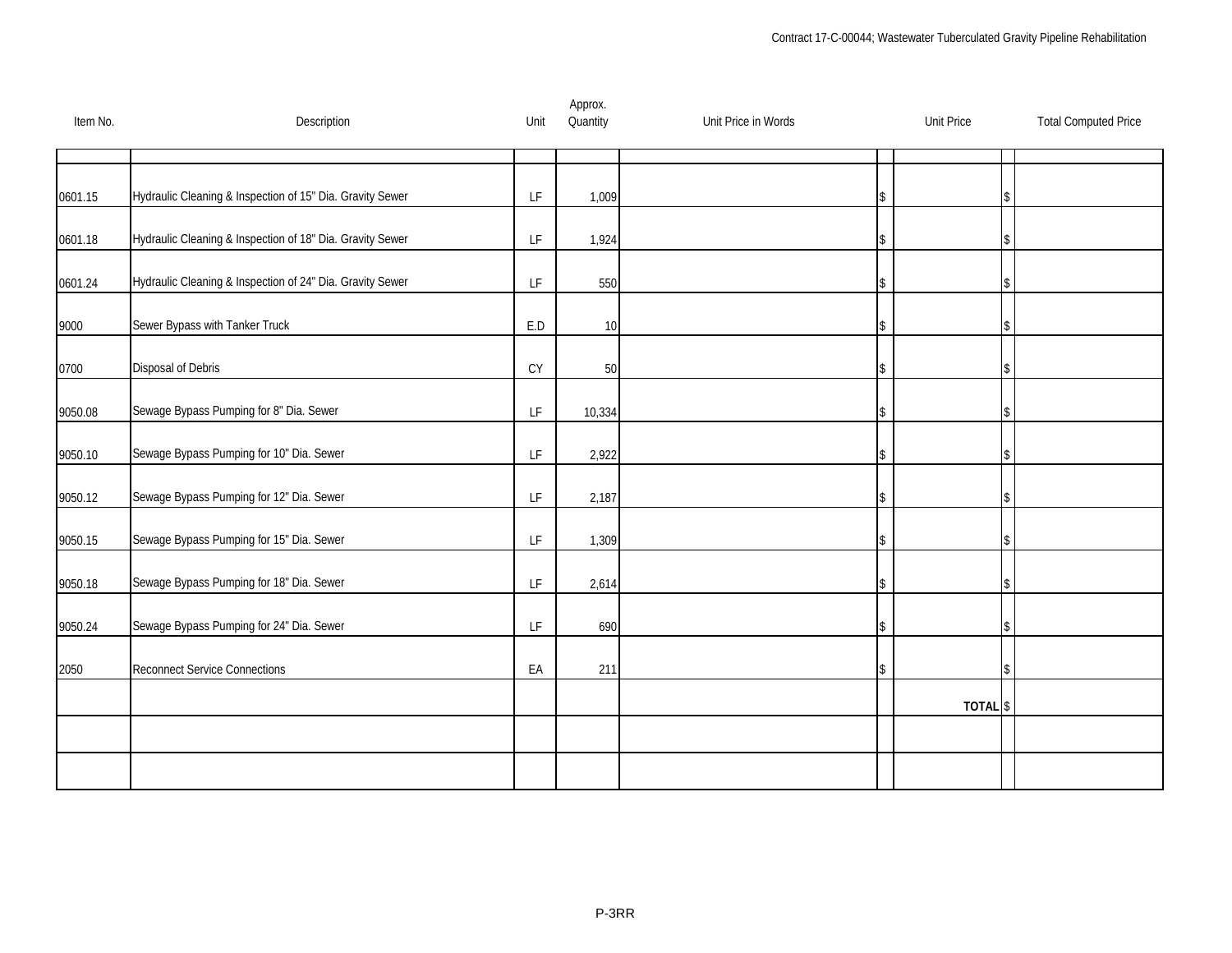| Item No. | Description | Unit | Approx. Quantity | Unit Price in Words | Unit Price | Total Computed Price |
|---|---|---|---|---|---|---|
| | | | | | | |
| 0601.15 | Hydraulic Cleaning & Inspection of 15" Dia. Gravity Sewer | LF | 1,009 | | $ | $ |
| 0601.18 | Hydraulic Cleaning & Inspection of 18" Dia. Gravity Sewer | LF | 1,924 | | $ | $ |
| 0601.24 | Hydraulic Cleaning & Inspection of 24" Dia. Gravity Sewer | LF | 550 | | $ | $ |
| 9000 | Sewer Bypass with Tanker Truck | E.D | 10 | | $ | $ |
| 0700 | Disposal of Debris | CY | 50 | | $ | $ |
| 9050.08 | Sewage Bypass Pumping for 8" Dia. Sewer | LF | 10,334 | | $ | $ |
| 9050.10 | Sewage Bypass Pumping for 10" Dia. Sewer | LF | 2,922 | | $ | $ |
| 9050.12 | Sewage Bypass Pumping for 12" Dia. Sewer | LF | 2,187 | | $ | $ |
| 9050.15 | Sewage Bypass Pumping for 15" Dia. Sewer | LF | 1,309 | | $ | $ |
| 9050.18 | Sewage Bypass Pumping for 18" Dia. Sewer | LF | 2,614 | | $ | $ |
| 9050.24 | Sewage Bypass Pumping for 24" Dia. Sewer | LF | 690 | | $ | $ |
| 2050 | Reconnect Service Connections | EA | 211 | | $ | $ |
| | | | | | **TOTAL** | $ |
| | | | | | | |
| | | | | | | |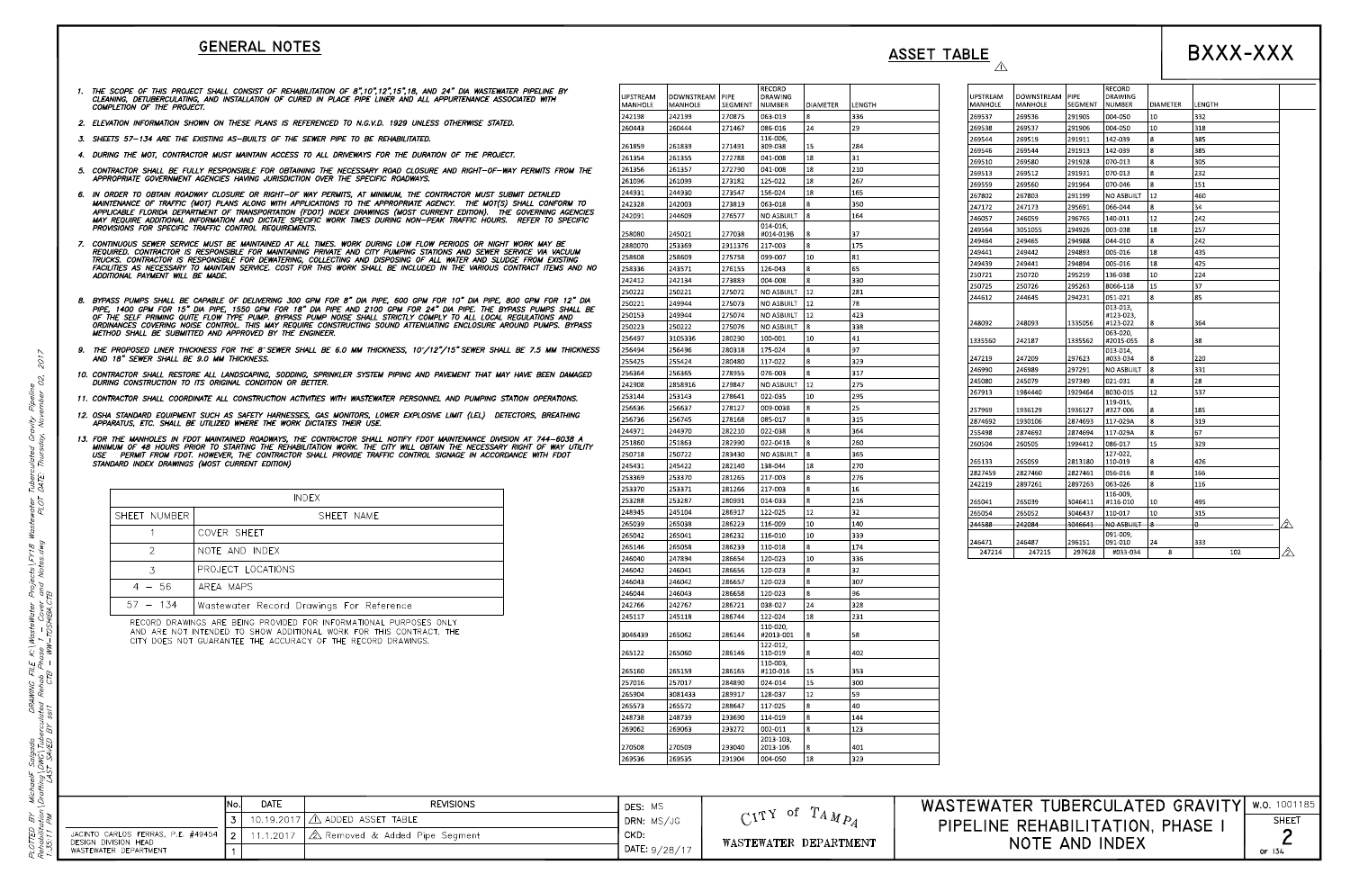## GENERAL NOTES

1. THE SCOPE OF THIS PROJECT SHALL CONSIST OF REHABILITATION OF 8",10",12",15",18, AND 24" DIA WASTEWATER PIPELINE BY CLEANING, DETUBERCULATING, AND INSTALLATION OF CURED IN PLACE PIPE LINER AND ALL APPURTENANCE ASSOCIATED WITH COMPLETION OF THE PROJECT.
2. ELEVATION INFORMATION SHOWN ON THESE PLANS IS REFERENCED TO N.G.V.D. 1929 UNLESS OTHERWISE STATED.
3. SHEETS 57–134 ARE THE EXISTING AS–BUILTS OF THE SEWER PIPE TO BE REHABILITATED.
4. DURING THE MOT, CONTRACTOR MUST MAINTAIN ACCESS TO ALL DRIVEWAYS FOR THE DURATION OF THE PROJECT.
5. CONTRACTOR SHALL BE FULLY RESPONSIBLE FOR OBTAINING THE NECESSARY ROAD CLOSURE AND RIGHT–OF–WAY PERMITS FROM THE APPROPRIATE GOVERNMENT AGENCIES HAVING JURISDICTION OVER THE SPECIFIC ROADWAYS.
6. IN ORDER TO OBTAIN ROADWAY CLOSURE OR RIGHT–OF–WAY PERMITS, AT MINIMUM, THE CONTRACTOR MUST SUBMIT DETAILED MAINTENANCE OF TRAFFIC (MOT) PLANS ALONG WITH APPLICATIONS TO THE APPROPRIATE AGENCY. THE MOT(S) SHALL CONFORM TO APPLICABLE FLORIDA DEPARTMENT OF TRANSPORTATION (FDOT) INDEX DRAWINGS (MOST CURRENT EDITION). THE GOVERNING AGENCIES MAY REQUIRE ADDITIONAL INFORMATION AND DICTATE SPECIFIC WORK TIMES DURING NON–PEAK TRAFFIC HOURS. REFER TO SPECIFIC PROVISIONS FOR SPECIFIC TRAFFIC CONTROL REQUIREMENTS.
7. CONTINUOUS SEWER SERVICE MUST BE MAINTAINED AT ALL TIMES. WORK DURING LOW FLOW PERIODS OR NIGHT WORK MAY BE REQUIRED. CONTRACTOR IS RESPONSIBLE FOR MAINTAINING PRIVATE AND CITY PUMPING STATIONS AND SEWER SERVICE VIA VACUUM TRUCKS. CONTRACTOR IS RESPONSIBLE FOR DEWATERING, COLLECTING AND DISPOSING OF ALL WATER AND SLUDGE FROM EXISTING FACILITIES AS NECESSARY TO MAINTAIN SERVICE. COST FOR THIS WORK SHALL BE INCLUDED IN THE VARIOUS CONTRACT ITEMS AND NO ADDITIONAL PAYMENT WILL BE MADE.
8. BYPASS PUMPS SHALL BE CAPABLE OF DELIVERING 300 GPM FOR 8" DIA PIPE, 600 GPM FOR 10" DIA PIPE, 800 GPM FOR 12" DIA PIPE, 1400 GPM FOR 15" DIA PIPE, 1550 GPM FOR 18" DIA PIPE AND 2100 GPM FOR 24" DIA PIPE. THE BYPASS PUMPS SHALL BE OF THE SELF PRIMING QUITE FLOW TYPE PUMP. BYPASS PUMP NOISE SHALL STRICTLY COMPLY TO ALL LOCAL REGULATIONS AND ORDINANCES COVERING NOISE CONTROL. THIS MAY REQUIRE CONSTRUCTING SOUND ATTENUATING ENCLOSURE AROUND PUMPS. BYPASS METHOD SHALL BE SUBMITTED AND APPROVED BY THE ENGINEER.
9. THE PROPOSED LINER THICKNESS FOR THE 8" SEWER SHALL BE 6.0 MM THICKNESS, 10"/12"/15" SEWER SHALL BE 7.5 MM THICKNESS AND 18" SEWER SHALL BE 9.0 MM THICKNESS.
10. CONTRACTOR SHALL RESTORE ALL LANDSCAPING, SODDING, SPRINKLER SYSTEM PIPING AND PAVEMENT THAT MAY HAVE BEEN DAMAGED DURING CONSTRUCTION TO ITS ORIGINAL CONDITION OR BETTER.
11. CONTRACTOR SHALL COORDINATE ALL CONSTRUCTION ACTIVITIES WITH WASTEWATER PERSONNEL AND PUMPING STATION OPERATIONS.
12. OSHA STANDARD EQUIPMENT SUCH AS SAFETY HARNESSES, GAS MONITORS, LOWER EXPLOSIVE LIMIT (LEL) DETECTORS, BREATHING APPARATUS, ETC. SHALL BE UTILIZED WHERE THE WORK DICTATES THEIR USE.
13. FOR THE MANHOLES IN FDOT MAINTAINED ROADWAYS, THE CONTRACTOR SHALL NOTIFY FDOT MAINTENANCE DIVISION AT 744–6038 A MINIMUM OF 48 HOURS PRIOR TO STARTING THE REHABILITATION WORK. THE CITY WILL OBTAIN THE NECESSARY RIGHT OF WAY UTILITY USE PERMIT FROM FDOT. HOWEVER, THE CONTRACTOR SHALL PROVIDE TRAFFIC CONTROL SIGNAGE IN ACCORDANCE WITH FDOT STANDARD INDEX DRAWINGS (MOST CURRENT EDITION)

| INDEX | |
|---|---|
| SHEET NUMBER | SHEET NAME |
| 1 | COVER SHEET |
| 2 | NOTE AND INDEX |
| 3 | PROJECT LOCATIONS |
| 4 – 56 | AREA MAPS |
| 57 – 134 | Wastewater Record Drawings For Reference |

RECORD DRAWINGS ARE BEING PROVIDED FOR INFORMATIONAL PURPOSES ONLY AND ARE NOT INTENDED TO SHOW ADDITIONAL WORK FOR THIS CONTRACT. THE CITY DOES NOT GUARANTEE THE ACCURACY OF THE RECORD DRAWINGS.

## ASSET TABLE ⚠1

# BXXX-XXX

| UPSTREAM MANHOLE | DOWNSTREAM MANHOLE | PIPE SEGMENT | RECORD DRAWING NUMBER | DIAMETER | LENGTH |
|---|---|---|---|---|---|
| 242198 | 242199 | 270875 | 063-019 | 8 | 336 |
| 260443 | 260444 | 271467 | 086-016 | 24 | 29 |
| 261859 | 261839 | 271491 | 116-006, 309-038 | 15 | 284 |
| 261354 | 261355 | 272788 | 041-008 | 18 | 31 |
| 261356 | 261357 | 272790 | 041-008 | 18 | 210 |
| 261096 | 261099 | 273182 | 125-022 | 18 | 267 |
| 244931 | 244930 | 273547 | 156-024 | 18 | 165 |
| 242328 | 242203 | 273819 | 063-018 | 8 | 350 |
| 242091 | 244609 | 276577 | NO ASBUILT | 8 | 164 |
| 258080 | 245021 | 277038 | 014-016, #014-0196 | 8 | 37 |
| 2880070 | 253369 | 2911376 | 217-003 | 8 | 175 |
| 258608 | 258609 | 275758 | 099-007 | 10 | 81 |
| 258336 | 243571 | 276155 | 126-043 | 8 | 65 |
| 242412 | 242134 | 273889 | 004-008 | 8 | 330 |
| 250222 | 250221 | 275072 | NO ASBUILT | 12 | 281 |
| 250221 | 249944 | 275073 | NO ASBUILT | 12 | 78 |
| 250153 | 249944 | 275074 | NO ASBUILT | 12 | 423 |
| 250223 | 250222 | 275076 | NO ASBUILT | 8 | 338 |
| 256497 | 3105336 | 280290 | 100-001 | 10 | 41 |
| 256494 | 256496 | 280318 | 175-024 | 8 | 97 |
| 255425 | 255424 | 280480 | 117-022 | 8 | 329 |
| 256364 | 256365 | 278955 | 076-003 | 8 | 317 |
| 242908 | 2858916 | 279847 | NO ASBUILT | 12 | 275 |
| 253144 | 253143 | 278641 | 022-035 | 10 | 295 |
| 256636 | 256637 | 278127 | 009-003B | 8 | 25 |
| 256736 | 256745 | 278168 | 085-017 | 8 | 315 |
| 244971 | 244970 | 282210 | 022-038 | 8 | 364 |
| 251860 | 251863 | 282990 | 022-041B | 8 | 260 |
| 250718 | 250722 | 283430 | NO ASBUILT | 8 | 365 |
| 245431 | 245422 | 282140 | 138-044 | 18 | 270 |
| 253369 | 253370 | 281265 | 217-003 | 8 | 276 |
| 253370 | 253371 | 281266 | 217-003 | 8 | 16 |
| 253288 | 253287 | 280991 | 014-033 | 8 | 216 |
| 248945 | 245104 | 286917 | 122-025 | 12 | 32 |
| 265039 | 265038 | 286223 | 116-009 | 10 | 140 |
| 265042 | 265041 | 286232 | 116-010 | 10 | 339 |
| 265146 | 265058 | 286239 | 110-018 | 8 | 174 |
| 246040 | 247894 | 286654 | 120-023 | 10 | 336 |
| 246042 | 246041 | 286656 | 120-023 | 8 | 32 |
| 246043 | 246042 | 286657 | 120-023 | 8 | 307 |
| 246044 | 246043 | 286658 | 120-023 | 8 | 96 |
| 242766 | 242767 | 286721 | 038-027 | 24 | 328 |
| 245117 | 245118 | 286744 | 122-024 | 18 | 231 |
| 3046439 | 265062 | 286144 | 110-020, #2013-001 | 8 | 58 |
| 265122 | 265060 | 286146 | 122-012, 110-019 | 8 | 402 |
| 265160 | 265159 | 286165 | 110-003, #110-016 | 15 | 353 |
| 257016 | 257017 | 284890 | 024-014 | 15 | 300 |
| 265904 | 3081433 | 289917 | 128-037 | 12 | 59 |
| 265573 | 265572 | 288647 | 117-025 | 8 | 40 |
| 248738 | 248739 | 293690 | 114-019 | 8 | 144 |
| 269062 | 269063 | 293272 | 002-011 | 8 | 123 |
| 270508 | 270509 | 293040 | 2013-103, 2013-106 | 8 | 401 |
| 269536 | 269535 | 291904 | 004-050 | 18 | 323 |

| UPSTREAM MANHOLE | DOWNSTREAM MANHOLE | PIPE SEGMENT | RECORD DRAWING NUMBER | DIAMETER | LENGTH | |
|---|---|---|---|---|---|---|
| 269537 | 269536 | 291905 | 004-050 | 10 | 332 | |
| 269538 | 269537 | 291906 | 004-050 | 10 | 318 | |
| 269544 | 269519 | 291911 | 142-039 | 8 | 385 | |
| 269546 | 269544 | 291913 | 142-039 | 8 | 385 | |
| 269510 | 269580 | 291928 | 070-013 | 8 | 305 | |
| 269513 | 269512 | 291931 | 070-013 | 8 | 232 | |
| 269559 | 269560 | 291964 | 070-046 | 8 | 151 | |
| 267802 | 267803 | 291199 | NO ASBUILT | 12 | 460 | |
| 247172 | 247173 | 295691 | 066-044 | 8 | 54 | |
| 246057 | 246059 | 296765 | 140-011 | 12 | 242 | |
| 249564 | 3051055 | 294926 | 003-038 | 18 | 257 | |
| 249464 | 249465 | 294988 | 044-010 | 8 | 242 | |
| 249441 | 249442 | 294893 | 005-016 | 18 | 435 | |
| 249439 | 249441 | 294894 | 005-016 | 18 | 425 | |
| 250721 | 250720 | 295259 | 136-038 | 10 | 224 | |
| 250725 | 250726 | 295263 | B066-118 | 15 | 37 | |
| 244612 | 244645 | 294231 | 051-021 | 8 | 85 | |
| 248092 | 248093 | 1335056 | 013-013, #123-023, #123-022 | 8 | 364 | |
| 1335560 | 242187 | 1335562 | 063-020, #2015-055 | 8 | 38 | |
| 247219 | 247209 | 297623 | 013-014, #033-034 | 8 | 220 | |
| 246990 | 246989 | 297291 | NO ASBUILT | 8 | 331 | |
| 245080 | 245079 | 297349 | 021-031 | 8 | 28 | |
| 267913 | 1984440 | 1929464 | B030-015 | 12 | 537 | |
| 257969 | 1936129 | 1936127 | 119-015, #327-006 | 8 | 185 | |
| 2874692 | 1930106 | 2874693 | 117-029A | 8 | 319 | |
| 255498 | 2874692 | 2874694 | 117-029A | 8 | 67 | |
| 260504 | 260505 | 1994412 | 086-017 | 15 | 329 | |
| 265133 | 265059 | 2813180 | 127-022, 110-019 | 8 | 426 | |
| 2827459 | 2827460 | 2827461 | 056-016 | 8 | 166 | |
| 242219 | 2897261 | 2897263 | 063-026 | 8 | 116 | |
| 265041 | 265039 | 3046411 | 116-009, #116-010 | 10 | 495 | |
| 265054 | 265052 | 3046437 | 110-017 | 10 | 315 | |
| ~~244588~~ | ~~242084~~ | ~~3046641~~ | ~~NO ASBUILT~~ | ~~8~~ | ~~0~~ | ⚠2 |
| 246471 | 246487 | 296151 | 091-009, 091-010 | 24 | 333 | |
| 247214 | 247215 | 297628 | #033-034 | 8 | 102 | ⚠2 |

| No. | DATE | REVISIONS |
|---|---|---|
| 3 | 10.19.2017 | ⚠1 ADDED ASSET TABLE |
| 2 | 11.1.2017 | ⚠2 Removed & Added Pipe Segment |
| 1 | | |

JACINTO CARLOS FERRAS, P.E. #49454
DESIGN DIVISION HEAD
WASTEWATER DEPARTMENT

DES: MS
DRN: MS/JG
CKD:
DATE: 9/28/17

CITY of TAMPA
WASTEWATER DEPARTMENT

WASTEWATER TUBERCULATED GRAVITY PIPELINE REHABILITATION, PHASE I
NOTE AND INDEX

W.O. 1001185
SHEET 2 OF 134

PLOTTED BY: MichaelF Salgado DRAWING FILE: K:\Wastewater Projects\FY18 Wastewater Tuberculated Gravity Pipeline Rehabilitation\Drafting\DWG\Tuberculated Rehab Phase 1 - Cover and Notes.dwg PLOT DATE: Thursday, November 02, 2017 1:35:11 PM LAST SAVED BY: ss11 CTB - WW-TOSHIBA.CTB